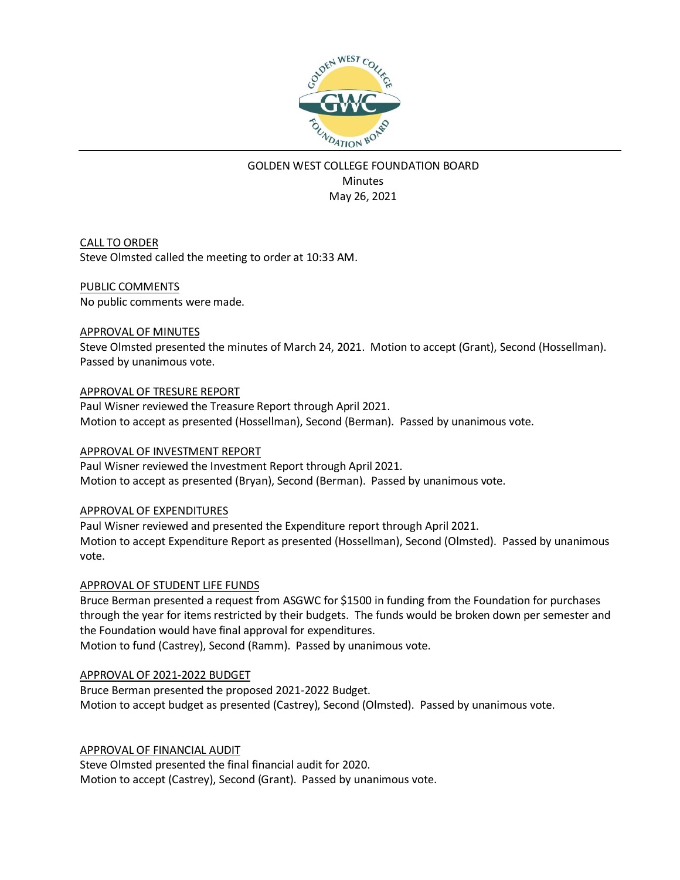# GOLDEN WEST COLLEGE FOUNDATION BOARD

Minutes

May 26, 2021

## CALL TO ORDER

Steve Olmsted called the meeting to order at 10:33 AM.

## PUBLIC COMMENTS

No public comments were made.

## APPROVAL OF MINUTES

Steve Olmsted presented the minutes of March 24, 2021. Motion to accept (Grant), Second (Hossellman). Passed by unanimous vote.

## APPROVAL OF TRESURE REPORT

Paul Wisner reviewed the Treasure Report through April 2021.
Motion to accept as presented (Hossellman), Second (Berman). Passed by unanimous vote.

## APPROVAL OF INVESTMENT REPORT

Paul Wisner reviewed the Investment Report through April 2021.
Motion to accept as presented (Bryan), Second (Berman). Passed by unanimous vote.

## APPROVAL OF EXPENDITURES

Paul Wisner reviewed and presented the Expenditure report through April 2021.
Motion to accept Expenditure Report as presented (Hossellman), Second (Olmsted). Passed by unanimous vote.

## APPROVAL OF STUDENT LIFE FUNDS

Bruce Berman presented a request from ASGWC for $1500 in funding from the Foundation for purchases through the year for items restricted by their budgets. The funds would be broken down per semester and the Foundation would have final approval for expenditures.
Motion to fund (Castrey), Second (Ramm). Passed by unanimous vote.

## APPROVAL OF 2021-2022 BUDGET

Bruce Berman presented the proposed 2021-2022 Budget.
Motion to accept budget as presented (Castrey), Second (Olmsted). Passed by unanimous vote.

## APPROVAL OF FINANCIAL AUDIT

Steve Olmsted presented the final financial audit for 2020.
Motion to accept (Castrey), Second (Grant). Passed by unanimous vote.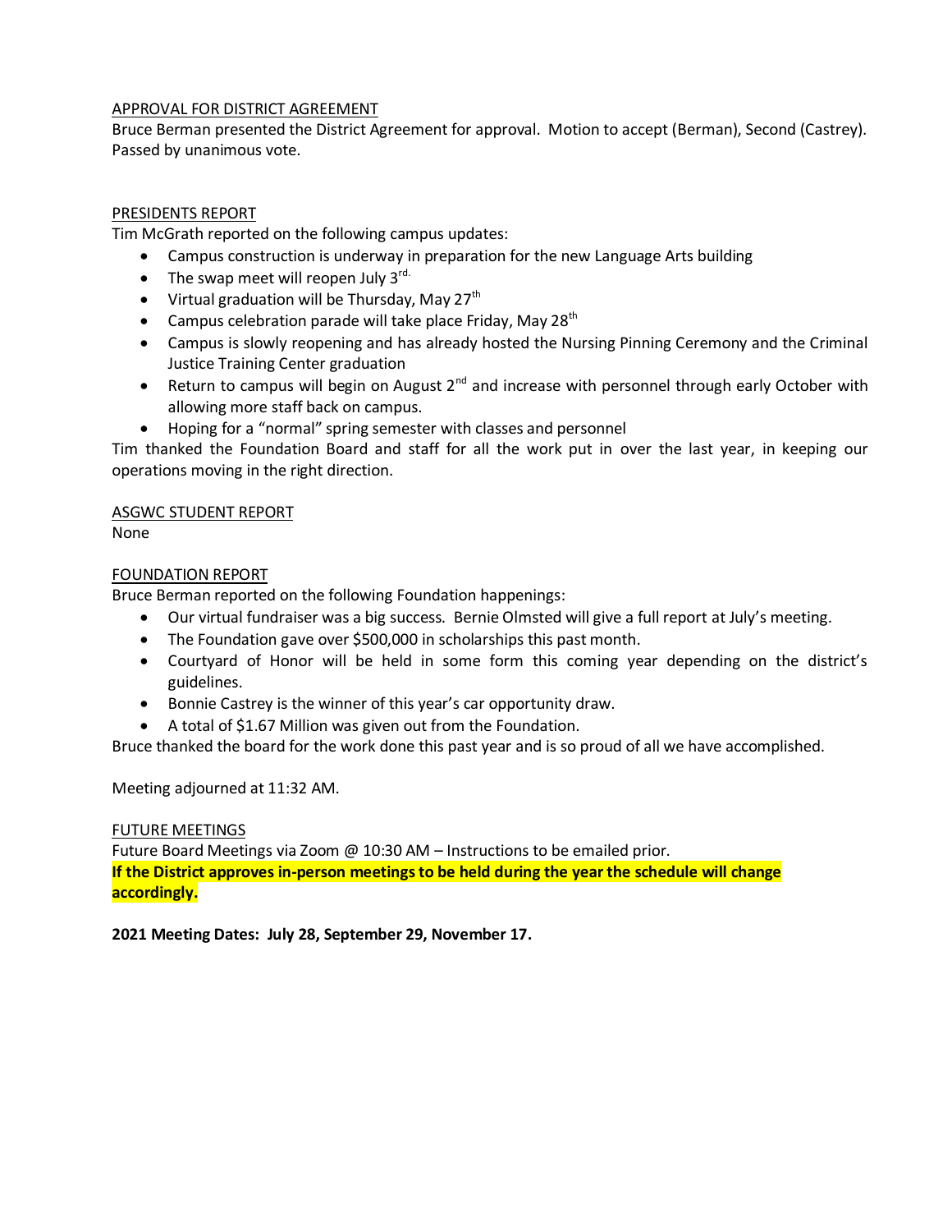APPROVAL FOR DISTRICT AGREEMENT

Bruce Berman presented the District Agreement for approval. Motion to accept (Berman), Second (Castrey). Passed by unanimous vote.

PRESIDENTS REPORT

Tim McGrath reported on the following campus updates:

- Campus construction is underway in preparation for the new Language Arts building
- The swap meet will reopen July 3rd.
- Virtual graduation will be Thursday, May 27th
- Campus celebration parade will take place Friday, May 28th
- Campus is slowly reopening and has already hosted the Nursing Pinning Ceremony and the Criminal Justice Training Center graduation
- Return to campus will begin on August 2nd and increase with personnel through early October with allowing more staff back on campus.
- Hoping for a "normal" spring semester with classes and personnel

Tim thanked the Foundation Board and staff for all the work put in over the last year, in keeping our operations moving in the right direction.

ASGWC STUDENT REPORT

None

FOUNDATION REPORT

Bruce Berman reported on the following Foundation happenings:

- Our virtual fundraiser was a big success. Bernie Olmsted will give a full report at July's meeting.
- The Foundation gave over $500,000 in scholarships this past month.
- Courtyard of Honor will be held in some form this coming year depending on the district's guidelines.
- Bonnie Castrey is the winner of this year's car opportunity draw.
- A total of $1.67 Million was given out from the Foundation.

Bruce thanked the board for the work done this past year and is so proud of all we have accomplished.

Meeting adjourned at 11:32 AM.

FUTURE MEETINGS

Future Board Meetings via Zoom @ 10:30 AM – Instructions to be emailed prior.

**If the District approves in-person meetings to be held during the year the schedule will change accordingly.**

**2021 Meeting Dates: July 28, September 29, November 17.**